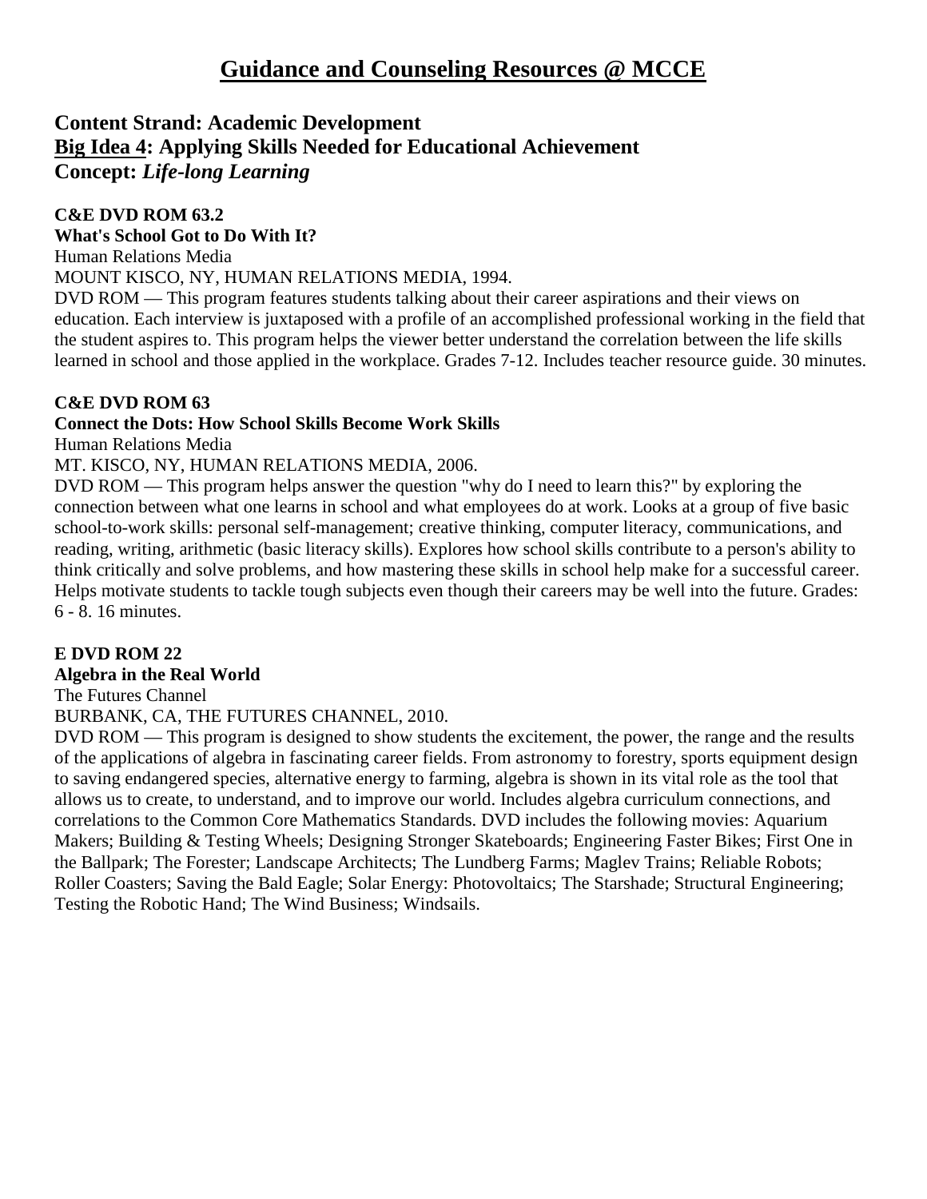# Guidance and Counseling Resources @ MCCE

## Content Strand: Academic Development
## Big Idea 4: Applying Skills Needed for Educational Achievement
## Concept: *Life-long Learning*

**C&E DVD ROM 63.2**
**What's School Got to Do With It?**
Human Relations Media
MOUNT KISCO, NY, HUMAN RELATIONS MEDIA, 1994.
DVD ROM — This program features students talking about their career aspirations and their views on education. Each interview is juxtaposed with a profile of an accomplished professional working in the field that the student aspires to. This program helps the viewer better understand the correlation between the life skills learned in school and those applied in the workplace. Grades 7-12. Includes teacher resource guide. 30 minutes.

**C&E DVD ROM 63**
**Connect the Dots: How School Skills Become Work Skills**
Human Relations Media
MT. KISCO, NY, HUMAN RELATIONS MEDIA, 2006.
DVD ROM — This program helps answer the question "why do I need to learn this?" by exploring the connection between what one learns in school and what employees do at work. Looks at a group of five basic school-to-work skills: personal self-management; creative thinking, computer literacy, communications, and reading, writing, arithmetic (basic literacy skills). Explores how school skills contribute to a person's ability to think critically and solve problems, and how mastering these skills in school help make for a successful career. Helps motivate students to tackle tough subjects even though their careers may be well into the future. Grades: 6 - 8. 16 minutes.

**E DVD ROM 22**
**Algebra in the Real World**
The Futures Channel
BURBANK, CA, THE FUTURES CHANNEL, 2010.
DVD ROM — This program is designed to show students the excitement, the power, the range and the results of the applications of algebra in fascinating career fields. From astronomy to forestry, sports equipment design to saving endangered species, alternative energy to farming, algebra is shown in its vital role as the tool that allows us to create, to understand, and to improve our world. Includes algebra curriculum connections, and correlations to the Common Core Mathematics Standards. DVD includes the following movies: Aquarium Makers; Building & Testing Wheels; Designing Stronger Skateboards; Engineering Faster Bikes; First One in the Ballpark; The Forester; Landscape Architects; The Lundberg Farms; Maglev Trains; Reliable Robots; Roller Coasters; Saving the Bald Eagle; Solar Energy: Photovoltaics; The Starshade; Structural Engineering; Testing the Robotic Hand; The Wind Business; Windsails.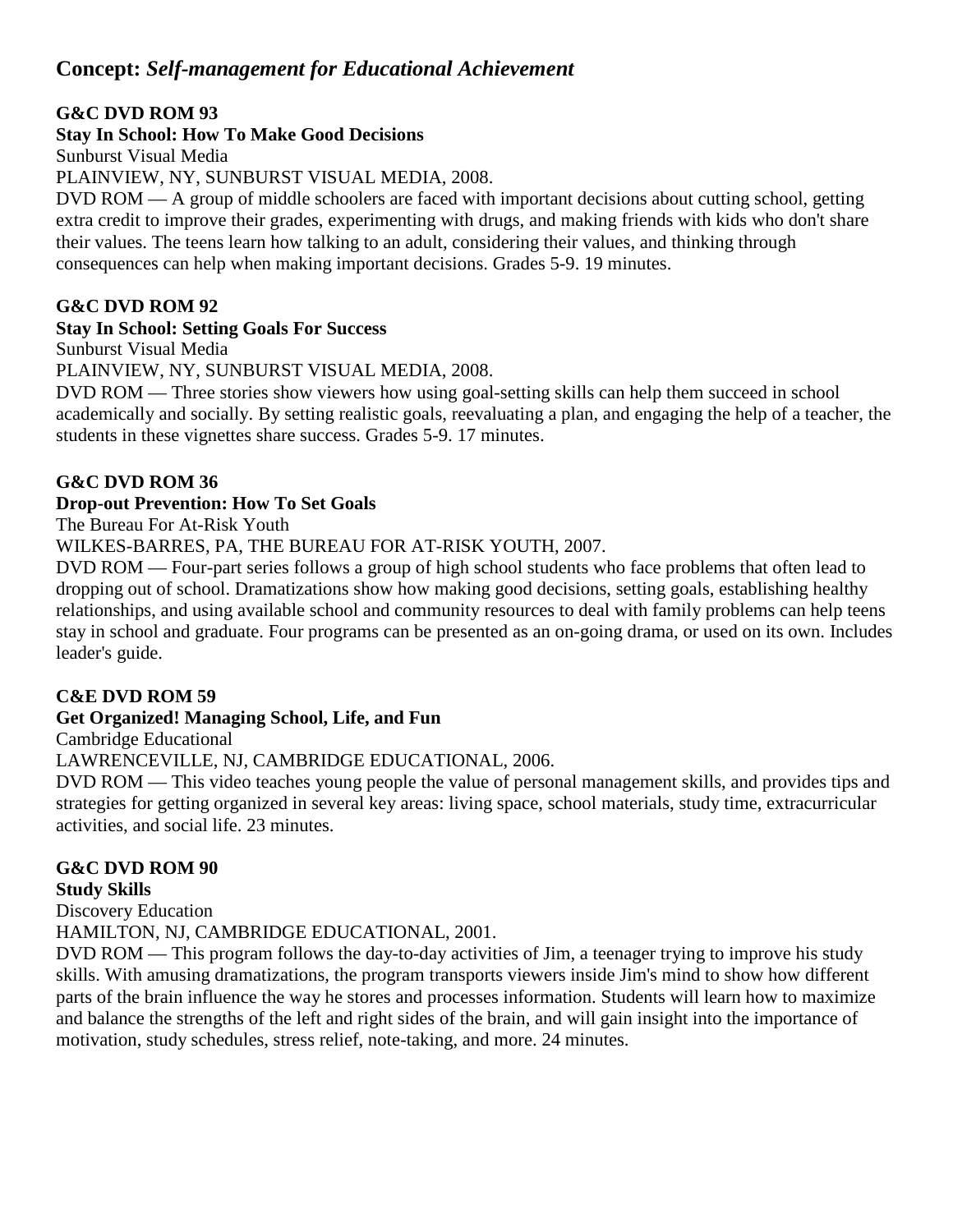## Concept: *Self-management for Educational Achievement*

**G&C DVD ROM 93**
**Stay In School: How To Make Good Decisions**
Sunburst Visual Media
PLAINVIEW, NY, SUNBURST VISUAL MEDIA, 2008.
DVD ROM — A group of middle schoolers are faced with important decisions about cutting school, getting extra credit to improve their grades, experimenting with drugs, and making friends with kids who don't share their values. The teens learn how talking to an adult, considering their values, and thinking through consequences can help when making important decisions. Grades 5-9. 19 minutes.

**G&C DVD ROM 92**
**Stay In School: Setting Goals For Success**
Sunburst Visual Media
PLAINVIEW, NY, SUNBURST VISUAL MEDIA, 2008.
DVD ROM — Three stories show viewers how using goal-setting skills can help them succeed in school academically and socially. By setting realistic goals, reevaluating a plan, and engaging the help of a teacher, the students in these vignettes share success. Grades 5-9. 17 minutes.

**G&C DVD ROM 36**
**Drop-out Prevention: How To Set Goals**
The Bureau For At-Risk Youth
WILKES-BARRES, PA, THE BUREAU FOR AT-RISK YOUTH, 2007.
DVD ROM — Four-part series follows a group of high school students who face problems that often lead to dropping out of school. Dramatizations show how making good decisions, setting goals, establishing healthy relationships, and using available school and community resources to deal with family problems can help teens stay in school and graduate. Four programs can be presented as an on-going drama, or used on its own. Includes leader's guide.

**C&E DVD ROM 59**
**Get Organized! Managing School, Life, and Fun**
Cambridge Educational
LAWRENCEVILLE, NJ, CAMBRIDGE EDUCATIONAL, 2006.
DVD ROM — This video teaches young people the value of personal management skills, and provides tips and strategies for getting organized in several key areas: living space, school materials, study time, extracurricular activities, and social life. 23 minutes.

**G&C DVD ROM 90**
**Study Skills**
Discovery Education
HAMILTON, NJ, CAMBRIDGE EDUCATIONAL, 2001.
DVD ROM — This program follows the day-to-day activities of Jim, a teenager trying to improve his study skills. With amusing dramatizations, the program transports viewers inside Jim's mind to show how different parts of the brain influence the way he stores and processes information. Students will learn how to maximize and balance the strengths of the left and right sides of the brain, and will gain insight into the importance of motivation, study schedules, stress relief, note-taking, and more. 24 minutes.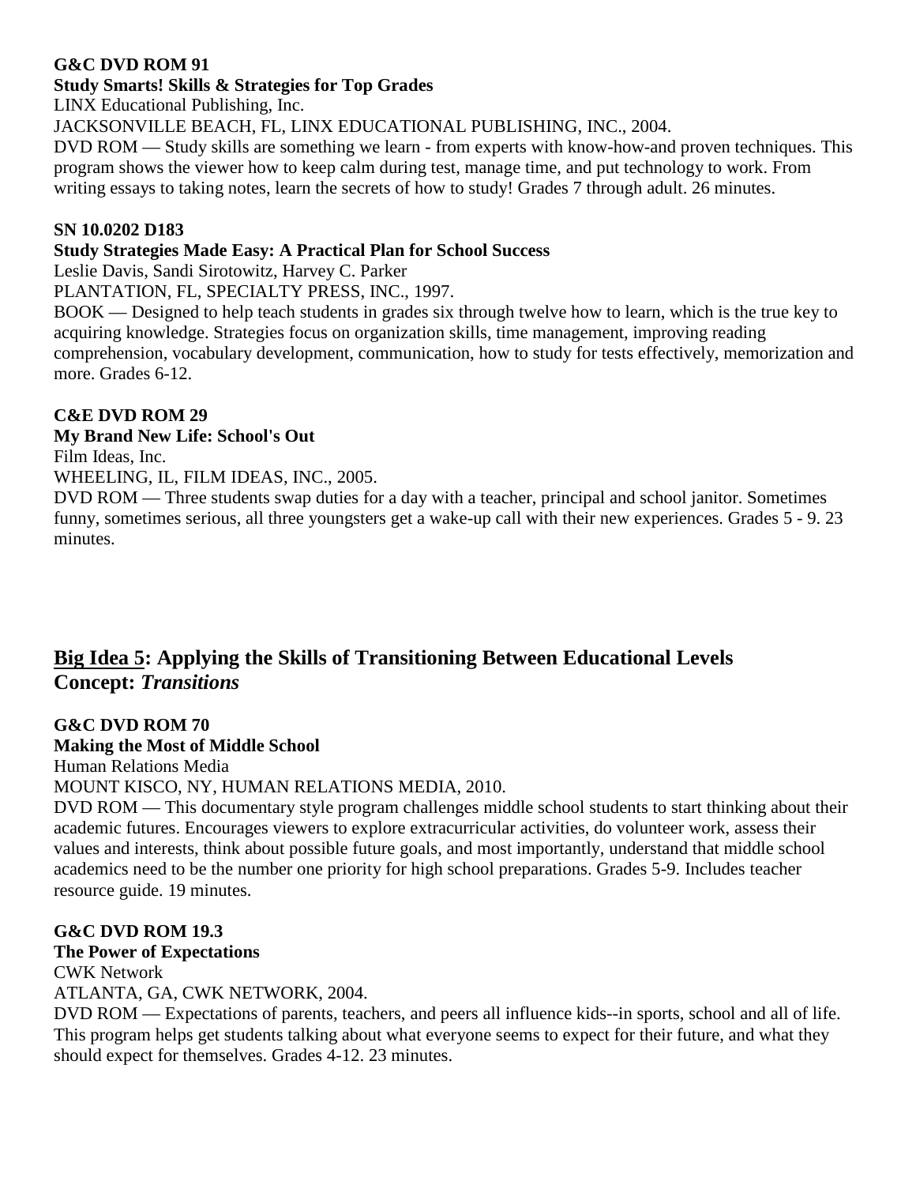**G&C DVD ROM 91**
**Study Smarts! Skills & Strategies for Top Grades**
LINX Educational Publishing, Inc.
JACKSONVILLE BEACH, FL, LINX EDUCATIONAL PUBLISHING, INC., 2004.
DVD ROM — Study skills are something we learn - from experts with know-how-and proven techniques. This program shows the viewer how to keep calm during test, manage time, and put technology to work. From writing essays to taking notes, learn the secrets of how to study! Grades 7 through adult. 26 minutes.

**SN 10.0202 D183**
**Study Strategies Made Easy: A Practical Plan for School Success**
Leslie Davis, Sandi Sirotowitz, Harvey C. Parker
PLANTATION, FL, SPECIALTY PRESS, INC., 1997.
BOOK — Designed to help teach students in grades six through twelve how to learn, which is the true key to acquiring knowledge. Strategies focus on organization skills, time management, improving reading comprehension, vocabulary development, communication, how to study for tests effectively, memorization and more. Grades 6-12.

**C&E DVD ROM 29**
**My Brand New Life: School's Out**
Film Ideas, Inc.
WHEELING, IL, FILM IDEAS, INC., 2005.
DVD ROM — Three students swap duties for a day with a teacher, principal and school janitor. Sometimes funny, sometimes serious, all three youngsters get a wake-up call with their new experiences. Grades 5 - 9. 23 minutes.

## <u>Big Idea 5</u>: Applying the Skills of Transitioning Between Educational Levels
## Concept: *Transitions*

**G&C DVD ROM 70**
**Making the Most of Middle School**
Human Relations Media
MOUNT KISCO, NY, HUMAN RELATIONS MEDIA, 2010.
DVD ROM — This documentary style program challenges middle school students to start thinking about their academic futures. Encourages viewers to explore extracurricular activities, do volunteer work, assess their values and interests, think about possible future goals, and most importantly, understand that middle school academics need to be the number one priority for high school preparations. Grades 5-9. Includes teacher resource guide. 19 minutes.

**G&C DVD ROM 19.3**
**The Power of Expectations**
CWK Network
ATLANTA, GA, CWK NETWORK, 2004.
DVD ROM — Expectations of parents, teachers, and peers all influence kids--in sports, school and all of life. This program helps get students talking about what everyone seems to expect for their future, and what they should expect for themselves. Grades 4-12. 23 minutes.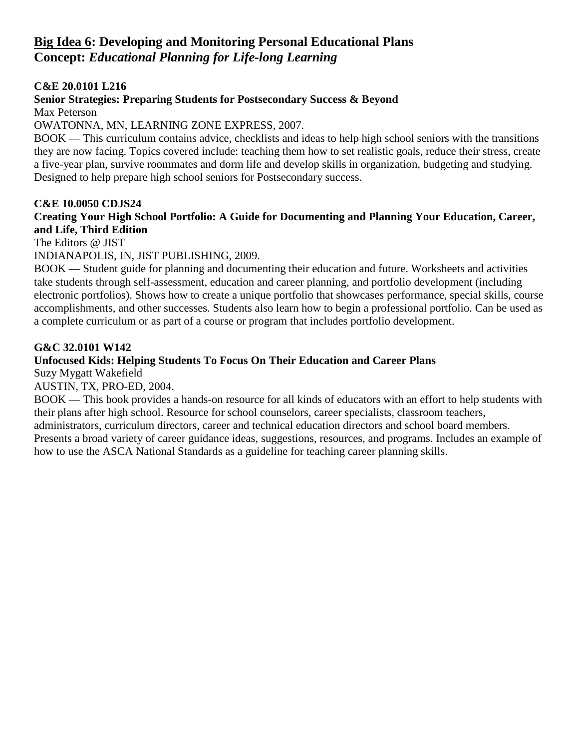## <u>Big Idea 6</u>: Developing and Monitoring Personal Educational Plans
## Concept: *Educational Planning for Life-long Learning*

**C&E 20.0101 L216**
**Senior Strategies: Preparing Students for Postsecondary Success & Beyond**
Max Peterson
OWATONNA, MN, LEARNING ZONE EXPRESS, 2007.
BOOK — This curriculum contains advice, checklists and ideas to help high school seniors with the transitions they are now facing. Topics covered include: teaching them how to set realistic goals, reduce their stress, create a five-year plan, survive roommates and dorm life and develop skills in organization, budgeting and studying. Designed to help prepare high school seniors for Postsecondary success.

**C&E 10.0050 CDJS24**
**Creating Your High School Portfolio: A Guide for Documenting and Planning Your Education, Career, and Life, Third Edition**
The Editors @ JIST
INDIANAPOLIS, IN, JIST PUBLISHING, 2009.
BOOK — Student guide for planning and documenting their education and future. Worksheets and activities take students through self-assessment, education and career planning, and portfolio development (including electronic portfolios). Shows how to create a unique portfolio that showcases performance, special skills, course accomplishments, and other successes. Students also learn how to begin a professional portfolio. Can be used as a complete curriculum or as part of a course or program that includes portfolio development.

**G&C 32.0101 W142**
**Unfocused Kids: Helping Students To Focus On Their Education and Career Plans**
Suzy Mygatt Wakefield
AUSTIN, TX, PRO-ED, 2004.
BOOK — This book provides a hands-on resource for all kinds of educators with an effort to help students with their plans after high school. Resource for school counselors, career specialists, classroom teachers, administrators, curriculum directors, career and technical education directors and school board members. Presents a broad variety of career guidance ideas, suggestions, resources, and programs. Includes an example of how to use the ASCA National Standards as a guideline for teaching career planning skills.